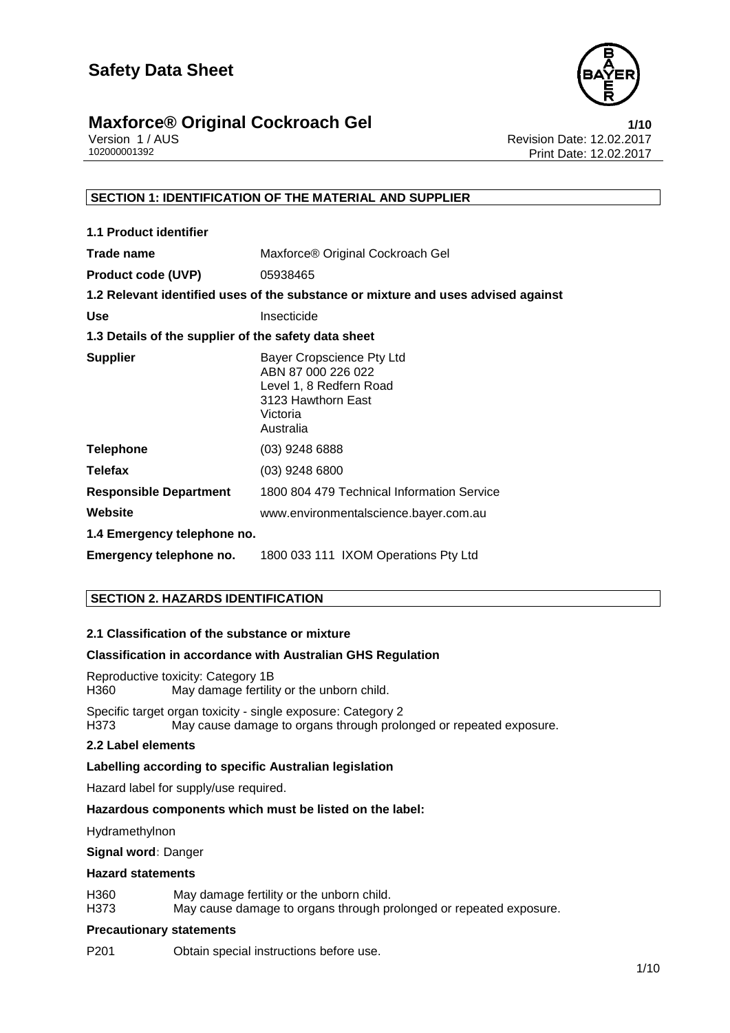# Safety Data Sheet

## Maxforce® Original Cockroach Gel

Version 1 / AUS
102000001392

Revision Date: 12.02.2017
Print Date: 12.02.2017

### SECTION 1: IDENTIFICATION OF THE MATERIAL AND SUPPLIER

**1.1 Product identifier**

| | |
|---|---|
| **Trade name** | Maxforce® Original Cockroach Gel |
| **Product code (UVP)** | 05938465 |

**1.2 Relevant identified uses of the substance or mixture and uses advised against**

| | |
|---|---|
| **Use** | Insecticide |

**1.3 Details of the supplier of the safety data sheet**

| | |
|---|---|
| **Supplier** | Bayer Cropscience Pty Ltd<br>ABN 87 000 226 022<br>Level 1, 8 Redfern Road<br>3123 Hawthorn East<br>Victoria<br>Australia |
| **Telephone** | (03) 9248 6888 |
| **Telefax** | (03) 9248 6800 |
| **Responsible Department** | 1800 804 479 Technical Information Service |
| **Website** | www.environmentalscience.bayer.com.au |

**1.4 Emergency telephone no.**

| | |
|---|---|
| **Emergency telephone no.** | 1800 033 111 IXOM Operations Pty Ltd |

### SECTION 2. HAZARDS IDENTIFICATION

**2.1 Classification of the substance or mixture**

**Classification in accordance with Australian GHS Regulation**

Reproductive toxicity: Category 1B
H360 May damage fertility or the unborn child.

Specific target organ toxicity - single exposure: Category 2
H373 May cause damage to organs through prolonged or repeated exposure.

**2.2 Label elements**

**Labelling according to specific Australian legislation**

Hazard label for supply/use required.

**Hazardous components which must be listed on the label:**

Hydramethylnon

**Signal word:** Danger

**Hazard statements**

H360 May damage fertility or the unborn child.
H373 May cause damage to organs through prolonged or repeated exposure.

**Precautionary statements**

P201 Obtain special instructions before use.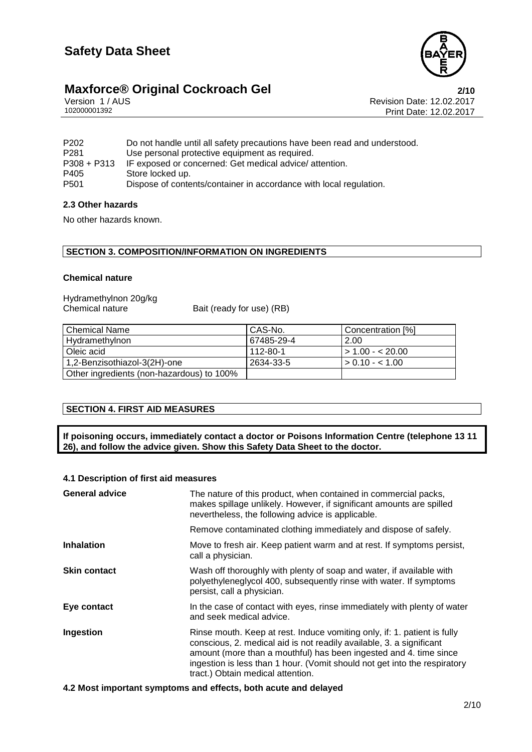| | |
|---|---|
| P202 | Do not handle until all safety precautions have been read and understood. |
| P281 | Use personal protective equipment as required. |
| P308 + P313 | IF exposed or concerned: Get medical advice/ attention. |
| P405 | Store locked up. |
| P501 | Dispose of contents/container in accordance with local regulation. |

### 2.3 Other hazards

No other hazards known.

## SECTION 3. COMPOSITION/INFORMATION ON INGREDIENTS

### Chemical nature

Hydramethylnon 20g/kg
Chemical nature Bait (ready for use) (RB)

| Chemical Name | CAS-No. | Concentration [%] |
|---|---|---|
| Hydramethylnon | 67485-29-4 | 2.00 |
| Oleic acid | 112-80-1 | > 1.00 - < 20.00 |
| 1,2-Benzisothiazol-3(2H)-one | 2634-33-5 | > 0.10 - < 1.00 |
| Other ingredients (non-hazardous) to 100% | | |

## SECTION 4. FIRST AID MEASURES

**If poisoning occurs, immediately contact a doctor or Poisons Information Centre (telephone 13 11 26), and follow the advice given. Show this Safety Data Sheet to the doctor.**

### 4.1 Description of first aid measures

**General advice** The nature of this product, when contained in commercial packs, makes spillage unlikely. However, if significant amounts are spilled nevertheless, the following advice is applicable.

Remove contaminated clothing immediately and dispose of safely.

**Inhalation** Move to fresh air. Keep patient warm and at rest. If symptoms persist, call a physician.

**Skin contact** Wash off thoroughly with plenty of soap and water, if available with polyethyleneglycol 400, subsequently rinse with water. If symptoms persist, call a physician.

**Eye contact** In the case of contact with eyes, rinse immediately with plenty of water and seek medical advice.

**Ingestion** Rinse mouth. Keep at rest. Induce vomiting only, if: 1. patient is fully conscious, 2. medical aid is not readily available, 3. a significant amount (more than a mouthful) has been ingested and 4. time since ingestion is less than 1 hour. (Vomit should not get into the respiratory tract.) Obtain medical attention.

### 4.2 Most important symptoms and effects, both acute and delayed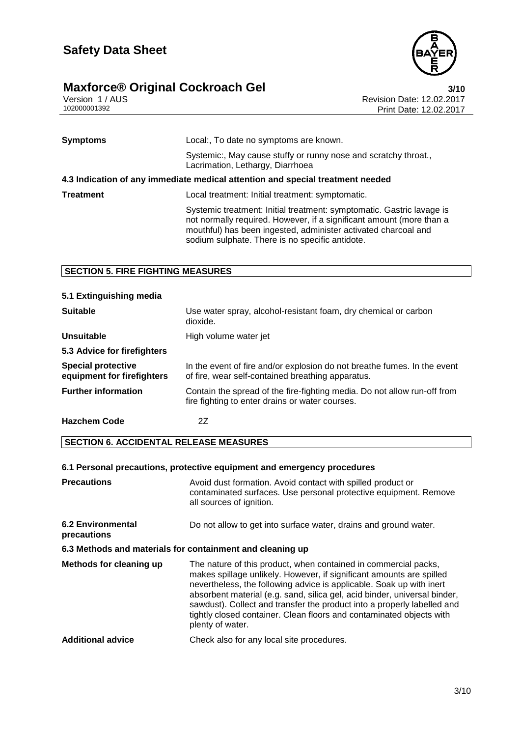| | |
|---|---|
| **Symptoms** | Local:, To date no symptoms are known. |
| | Systemic:, May cause stuffy or runny nose and scratchy throat., Lacrimation, Lethargy, Diarrhoea |

**4.3 Indication of any immediate medical attention and special treatment needed**

| | |
|---|---|
| **Treatment** | Local treatment: Initial treatment: symptomatic. |
| | Systemic treatment: Initial treatment: symptomatic. Gastric lavage is not normally required. However, if a significant amount (more than a mouthful) has been ingested, administer activated charcoal and sodium sulphate. There is no specific antidote. |

## SECTION 5. FIRE FIGHTING MEASURES

**5.1 Extinguishing media**

| | |
|---|---|
| **Suitable** | Use water spray, alcohol-resistant foam, dry chemical or carbon dioxide. |
| **Unsuitable** | High volume water jet |

**5.3 Advice for firefighters**

| | |
|---|---|
| **Special protective equipment for firefighters** | In the event of fire and/or explosion do not breathe fumes. In the event of fire, wear self-contained breathing apparatus. |
| **Further information** | Contain the spread of the fire-fighting media. Do not allow run-off from fire fighting to enter drains or water courses. |
| **Hazchem Code** | 2Z |

## SECTION 6. ACCIDENTAL RELEASE MEASURES

**6.1 Personal precautions, protective equipment and emergency procedures**

| | |
|---|---|
| **Precautions** | Avoid dust formation. Avoid contact with spilled product or contaminated surfaces. Use personal protective equipment. Remove all sources of ignition. |
| **6.2 Environmental precautions** | Do not allow to get into surface water, drains and ground water. |

**6.3 Methods and materials for containment and cleaning up**

| | |
|---|---|
| **Methods for cleaning up** | The nature of this product, when contained in commercial packs, makes spillage unlikely. However, if significant amounts are spilled nevertheless, the following advice is applicable. Soak up with inert absorbent material (e.g. sand, silica gel, acid binder, universal binder, sawdust). Collect and transfer the product into a properly labelled and tightly closed container. Clean floors and contaminated objects with plenty of water. |
| **Additional advice** | Check also for any local site procedures. |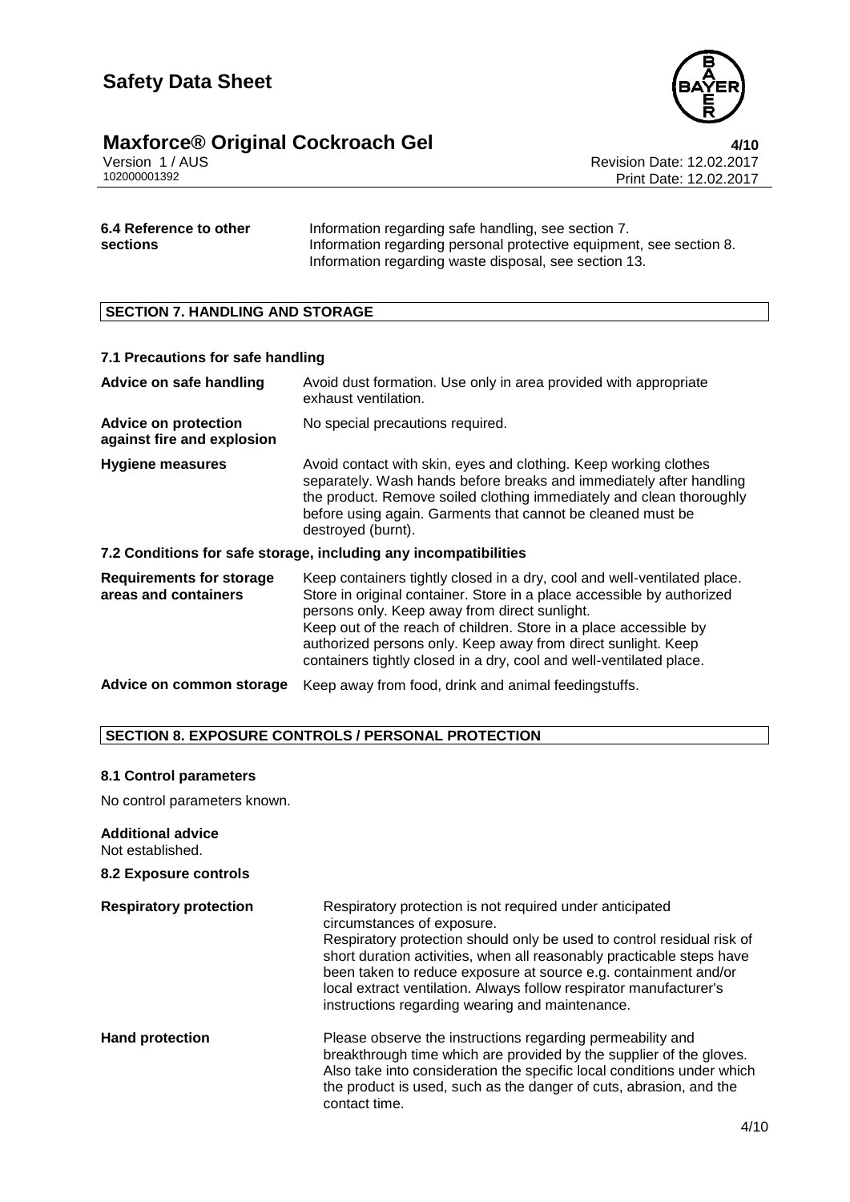| | |
|---|---|
| **6.4 Reference to other sections** | Information regarding safe handling, see section 7.<br>Information regarding personal protective equipment, see section 8.<br>Information regarding waste disposal, see section 13. |

## SECTION 7. HANDLING AND STORAGE

### 7.1 Precautions for safe handling

| | |
|---|---|
| **Advice on safe handling** | Avoid dust formation. Use only in area provided with appropriate exhaust ventilation. |
| **Advice on protection against fire and explosion** | No special precautions required. |
| **Hygiene measures** | Avoid contact with skin, eyes and clothing. Keep working clothes separately. Wash hands before breaks and immediately after handling the product. Remove soiled clothing immediately and clean thoroughly before using again. Garments that cannot be cleaned must be destroyed (burnt). |

### 7.2 Conditions for safe storage, including any incompatibilities

| | |
|---|---|
| **Requirements for storage areas and containers** | Keep containers tightly closed in a dry, cool and well-ventilated place. Store in original container. Store in a place accessible by authorized persons only. Keep away from direct sunlight.<br>Keep out of the reach of children. Store in a place accessible by authorized persons only. Keep away from direct sunlight. Keep containers tightly closed in a dry, cool and well-ventilated place. |
| **Advice on common storage** | Keep away from food, drink and animal feedingstuffs. |

## SECTION 8. EXPOSURE CONTROLS / PERSONAL PROTECTION

### 8.1 Control parameters

No control parameters known.

**Additional advice**
Not established.

### 8.2 Exposure controls

| | |
|---|---|
| **Respiratory protection** | Respiratory protection is not required under anticipated circumstances of exposure.<br>Respiratory protection should only be used to control residual risk of short duration activities, when all reasonably practicable steps have been taken to reduce exposure at source e.g. containment and/or local extract ventilation. Always follow respirator manufacturer's instructions regarding wearing and maintenance. |
| **Hand protection** | Please observe the instructions regarding permeability and breakthrough time which are provided by the supplier of the gloves. Also take into consideration the specific local conditions under which the product is used, such as the danger of cuts, abrasion, and the contact time. |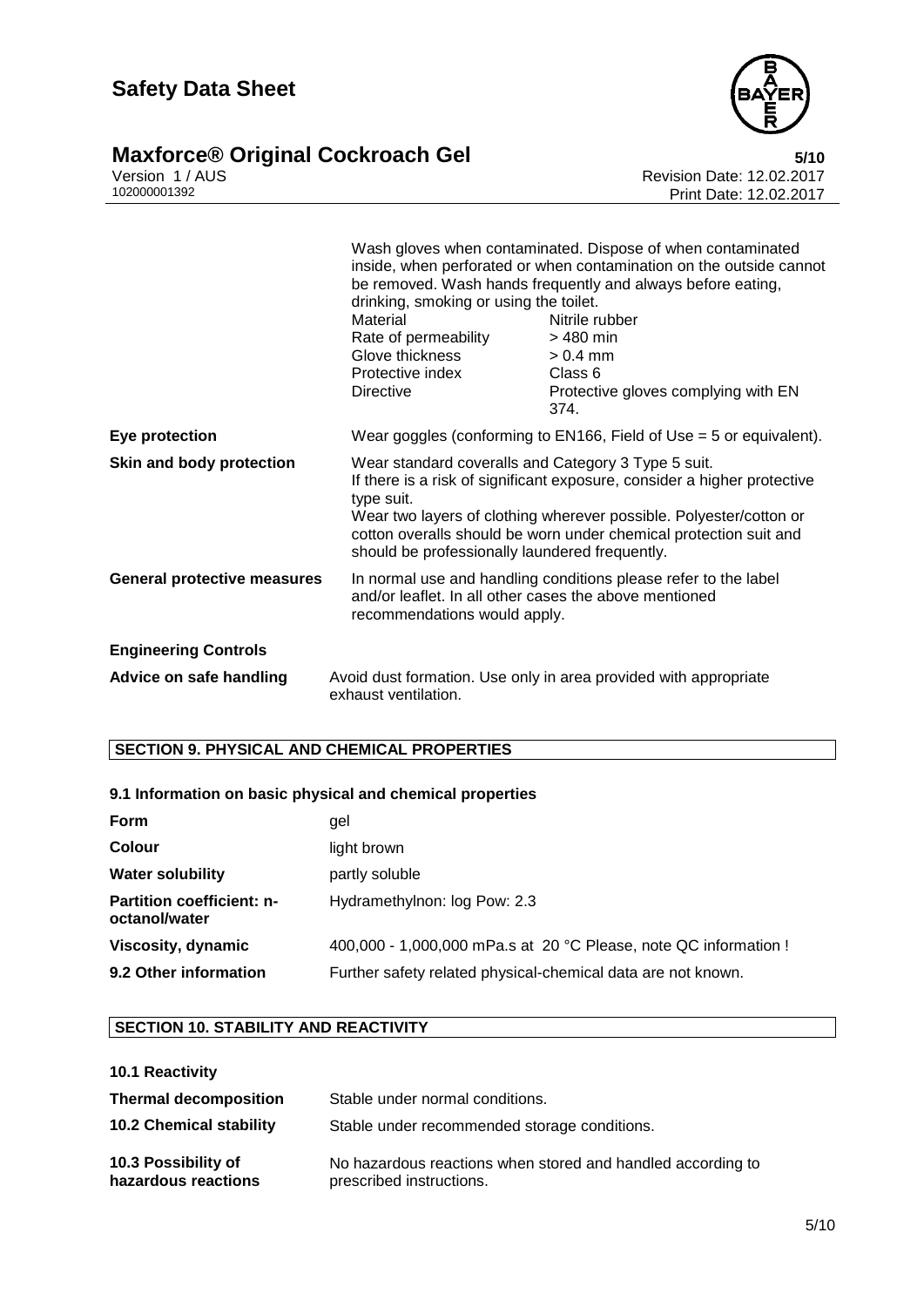| | |
|---|---|
| | Wash gloves when contaminated. Dispose of when contaminated inside, when perforated or when contamination on the outside cannot be removed. Wash hands frequently and always before eating, drinking, smoking or using the toilet.<br>Material: Nitrile rubber<br>Rate of permeability: > 480 min<br>Glove thickness: > 0.4 mm<br>Protective index: Class 6<br>Directive: Protective gloves complying with EN 374. |
| **Eye protection** | Wear goggles (conforming to EN166, Field of Use = 5 or equivalent). |
| **Skin and body protection** | Wear standard coveralls and Category 3 Type 5 suit.<br>If there is a risk of significant exposure, consider a higher protective type suit.<br>Wear two layers of clothing wherever possible. Polyester/cotton or cotton overalls should be worn under chemical protection suit and should be professionally laundered frequently. |
| **General protective measures** | In normal use and handling conditions please refer to the label and/or leaflet. In all other cases the above mentioned recommendations would apply. |

**Engineering Controls**

| | |
|---|---|
| **Advice on safe handling** | Avoid dust formation. Use only in area provided with appropriate exhaust ventilation. |

## SECTION 9. PHYSICAL AND CHEMICAL PROPERTIES

### 9.1 Information on basic physical and chemical properties

| | |
|---|---|
| **Form** | gel |
| **Colour** | light brown |
| **Water solubility** | partly soluble |
| **Partition coefficient: n-octanol/water** | Hydramethylnon: log Pow: 2.3 |
| **Viscosity, dynamic** | 400,000 - 1,000,000 mPa.s at 20 °C Please, note QC information ! |
| **9.2 Other information** | Further safety related physical-chemical data are not known. |

## SECTION 10. STABILITY AND REACTIVITY

**10.1 Reactivity**

| | |
|---|---|
| **Thermal decomposition** | Stable under normal conditions. |
| **10.2 Chemical stability** | Stable under recommended storage conditions. |
| **10.3 Possibility of hazardous reactions** | No hazardous reactions when stored and handled according to prescribed instructions. |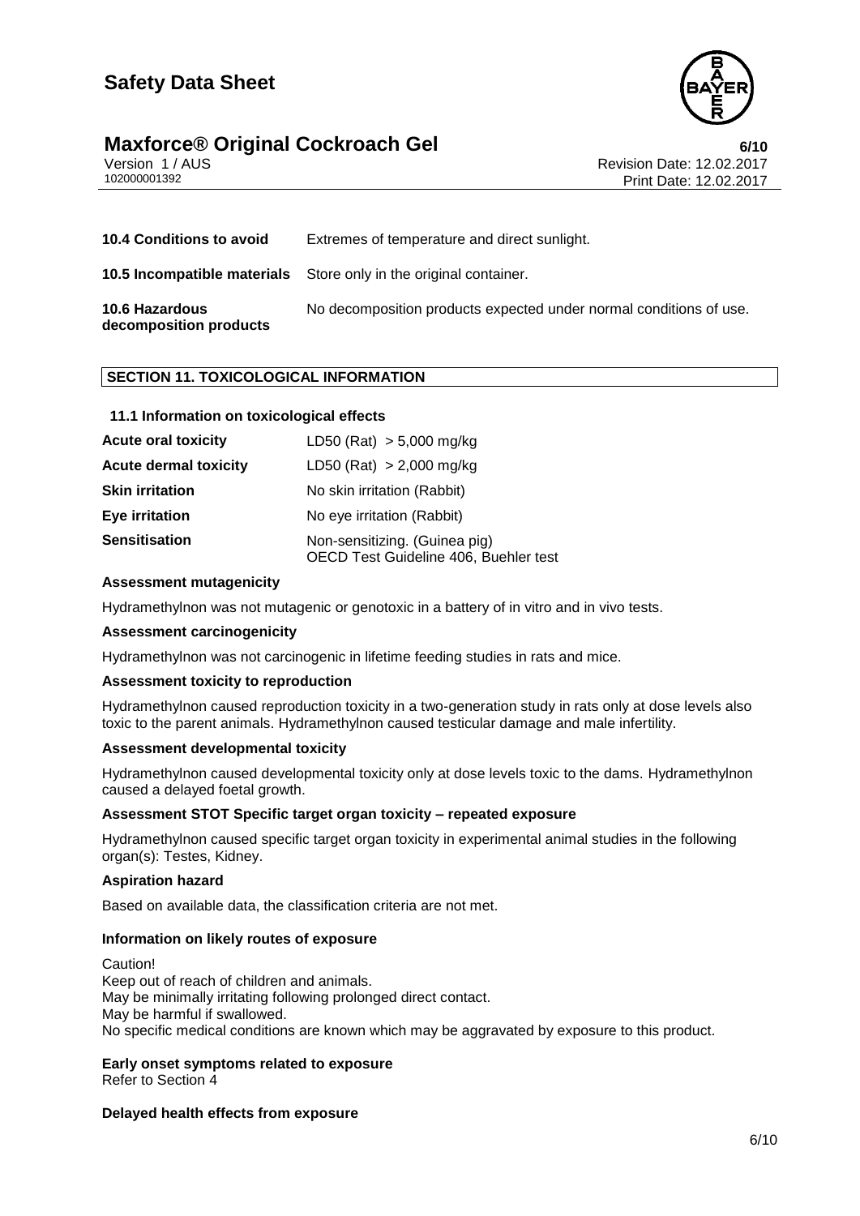| | |
|---|---|
| **10.4 Conditions to avoid** | Extremes of temperature and direct sunlight. |
| **10.5 Incompatible materials** | Store only in the original container. |
| **10.6 Hazardous decomposition products** | No decomposition products expected under normal conditions of use. |

## SECTION 11. TOXICOLOGICAL INFORMATION

### 11.1 Information on toxicological effects

| | |
|---|---|
| **Acute oral toxicity** | LD50 (Rat) > 5,000 mg/kg |
| **Acute dermal toxicity** | LD50 (Rat) > 2,000 mg/kg |
| **Skin irritation** | No skin irritation (Rabbit) |
| **Eye irritation** | No eye irritation (Rabbit) |
| **Sensitisation** | Non-sensitizing. (Guinea pig) OECD Test Guideline 406, Buehler test |

**Assessment mutagenicity**

Hydramethylnon was not mutagenic or genotoxic in a battery of in vitro and in vivo tests.

**Assessment carcinogenicity**

Hydramethylnon was not carcinogenic in lifetime feeding studies in rats and mice.

**Assessment toxicity to reproduction**

Hydramethylnon caused reproduction toxicity in a two-generation study in rats only at dose levels also toxic to the parent animals. Hydramethylnon caused testicular damage and male infertility.

**Assessment developmental toxicity**

Hydramethylnon caused developmental toxicity only at dose levels toxic to the dams. Hydramethylnon caused a delayed foetal growth.

**Assessment STOT Specific target organ toxicity – repeated exposure**

Hydramethylnon caused specific target organ toxicity in experimental animal studies in the following organ(s): Testes, Kidney.

**Aspiration hazard**

Based on available data, the classification criteria are not met.

**Information on likely routes of exposure**

Caution!
Keep out of reach of children and animals.
May be minimally irritating following prolonged direct contact.
May be harmful if swallowed.
No specific medical conditions are known which may be aggravated by exposure to this product.

**Early onset symptoms related to exposure**
Refer to Section 4

**Delayed health effects from exposure**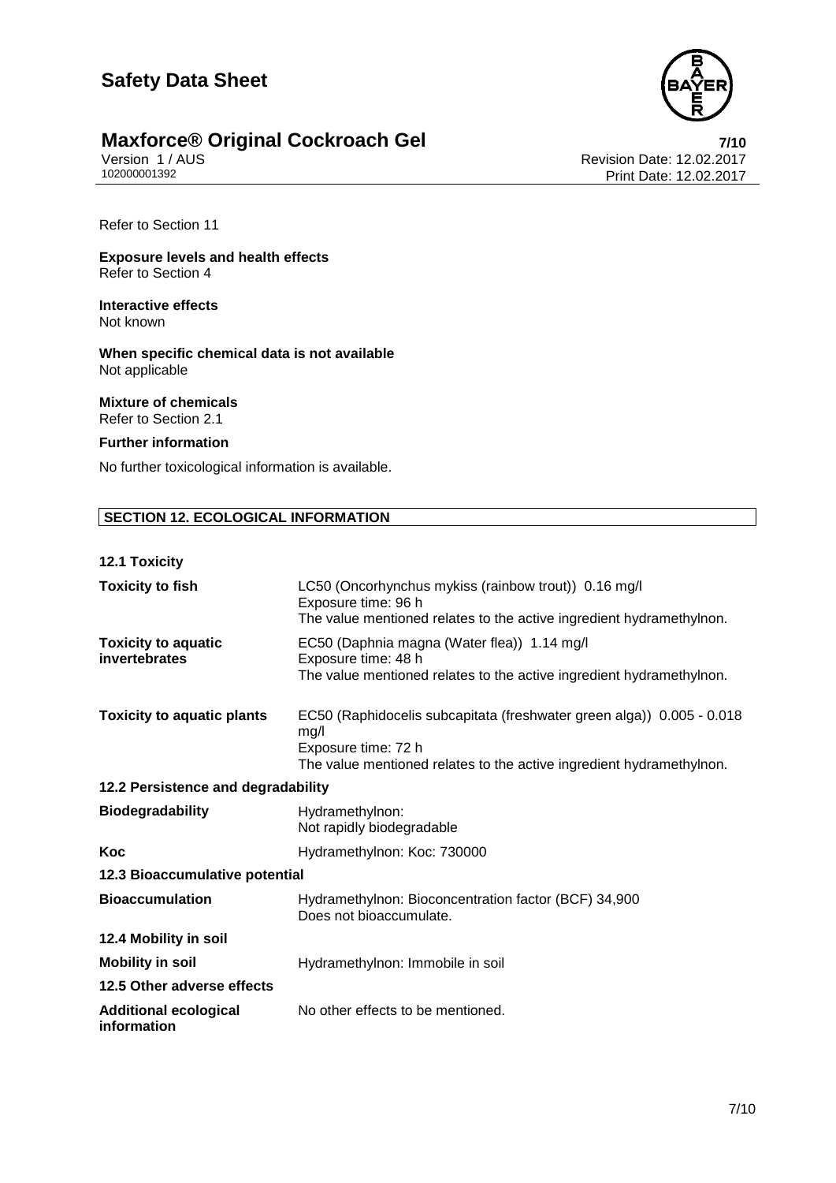Refer to Section 11

**Exposure levels and health effects**
Refer to Section 4

**Interactive effects**
Not known

**When specific chemical data is not available**
Not applicable

**Mixture of chemicals**
Refer to Section 2.1

**Further information**

No further toxicological information is available.

## SECTION 12. ECOLOGICAL INFORMATION

**12.1 Toxicity**

| | |
|---|---|
| **Toxicity to fish** | LC50 (Oncorhynchus mykiss (rainbow trout)) 0.16 mg/l<br>Exposure time: 96 h<br>The value mentioned relates to the active ingredient hydramethylnon. |
| **Toxicity to aquatic invertebrates** | EC50 (Daphnia magna (Water flea)) 1.14 mg/l<br>Exposure time: 48 h<br>The value mentioned relates to the active ingredient hydramethylnon. |
| **Toxicity to aquatic plants** | EC50 (Raphidocelis subcapitata (freshwater green alga)) 0.005 - 0.018 mg/l<br>Exposure time: 72 h<br>The value mentioned relates to the active ingredient hydramethylnon. |

**12.2 Persistence and degradability**

| | |
|---|---|
| **Biodegradability** | Hydramethylnon:<br>Not rapidly biodegradable |
| **Koc** | Hydramethylnon: Koc: 730000 |

**12.3 Bioaccumulative potential**

| | |
|---|---|
| **Bioaccumulation** | Hydramethylnon: Bioconcentration factor (BCF) 34,900<br>Does not bioaccumulate. |

**12.4 Mobility in soil**

| | |
|---|---|
| **Mobility in soil** | Hydramethylnon: Immobile in soil |

**12.5 Other adverse effects**

| | |
|---|---|
| **Additional ecological information** | No other effects to be mentioned. |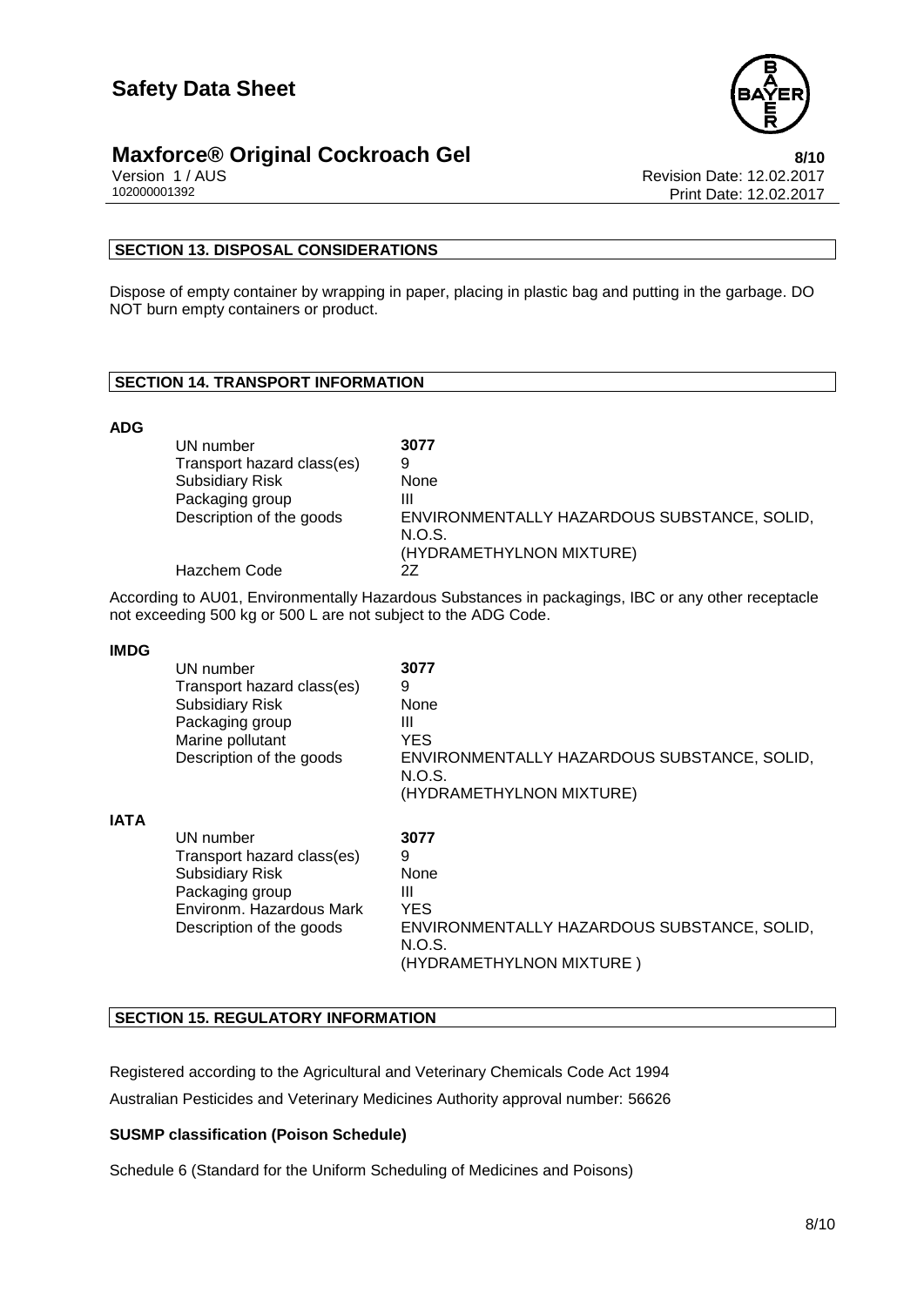## SECTION 13. DISPOSAL CONSIDERATIONS

Dispose of empty container by wrapping in paper, placing in plastic bag and putting in the garbage. DO NOT burn empty containers or product.

## SECTION 14. TRANSPORT INFORMATION

**ADG**

| | |
|---|---|
| UN number | **3077** |
| Transport hazard class(es) | 9 |
| Subsidiary Risk | None |
| Packaging group | III |
| Description of the goods | ENVIRONMENTALLY HAZARDOUS SUBSTANCE, SOLID, N.O.S. (HYDRAMETHYLNON MIXTURE) |
| Hazchem Code | 2Z |

According to AU01, Environmentally Hazardous Substances in packagings, IBC or any other receptacle not exceeding 500 kg or 500 L are not subject to the ADG Code.

**IMDG**

| | |
|---|---|
| UN number | **3077** |
| Transport hazard class(es) | 9 |
| Subsidiary Risk | None |
| Packaging group | III |
| Marine pollutant | YES |
| Description of the goods | ENVIRONMENTALLY HAZARDOUS SUBSTANCE, SOLID, N.O.S. (HYDRAMETHYLNON MIXTURE) |

**IATA**

| | |
|---|---|
| UN number | **3077** |
| Transport hazard class(es) | 9 |
| Subsidiary Risk | None |
| Packaging group | III |
| Environm. Hazardous Mark | YES |
| Description of the goods | ENVIRONMENTALLY HAZARDOUS SUBSTANCE, SOLID, N.O.S. (HYDRAMETHYLNON MIXTURE ) |

## SECTION 15. REGULATORY INFORMATION

Registered according to the Agricultural and Veterinary Chemicals Code Act 1994

Australian Pesticides and Veterinary Medicines Authority approval number: 56626

**SUSMP classification (Poison Schedule)**

Schedule 6 (Standard for the Uniform Scheduling of Medicines and Poisons)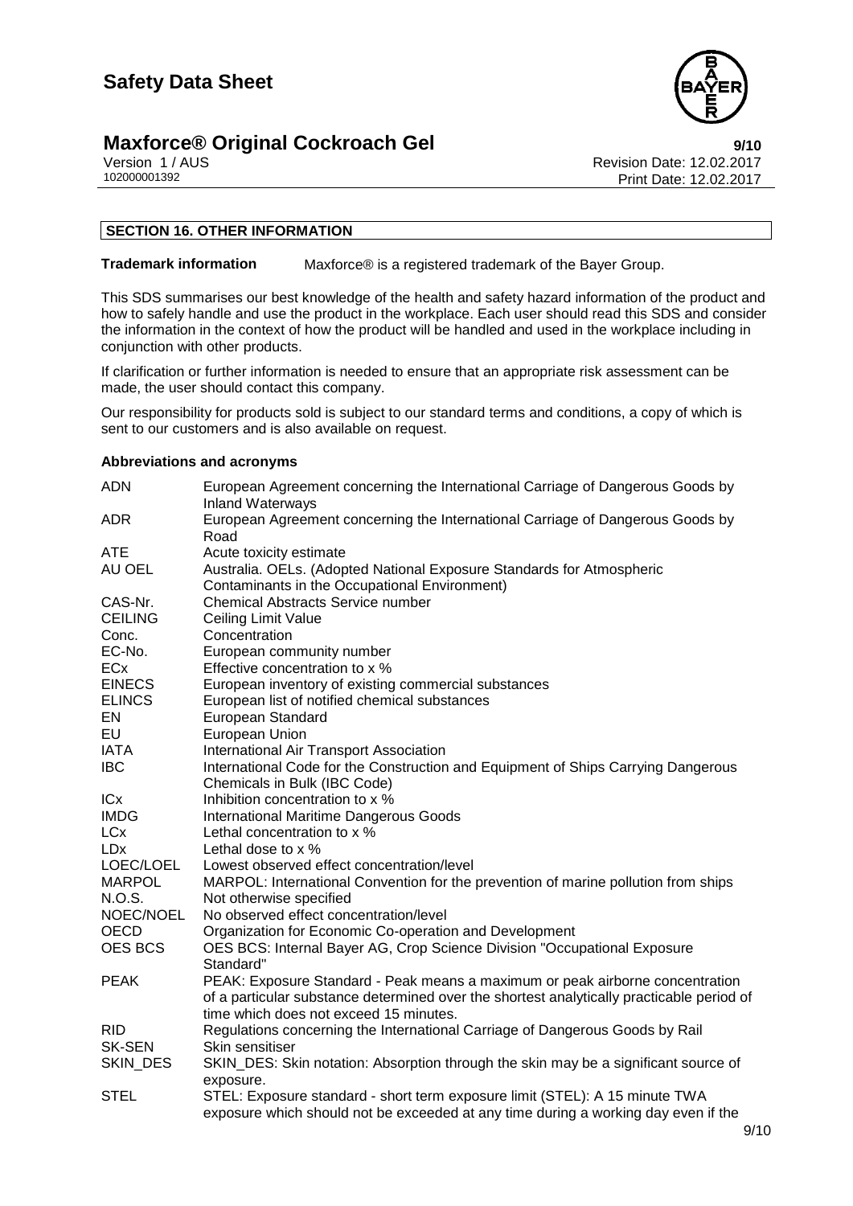## SECTION 16. OTHER INFORMATION

**Trademark information** Maxforce® is a registered trademark of the Bayer Group.

This SDS summarises our best knowledge of the health and safety hazard information of the product and how to safely handle and use the product in the workplace. Each user should read this SDS and consider the information in the context of how the product will be handled and used in the workplace including in conjunction with other products.

If clarification or further information is needed to ensure that an appropriate risk assessment can be made, the user should contact this company.

Our responsibility for products sold is subject to our standard terms and conditions, a copy of which is sent to our customers and is also available on request.

**Abbreviations and acronyms**

| | |
|---|---|
| ADN | European Agreement concerning the International Carriage of Dangerous Goods by Inland Waterways |
| ADR | European Agreement concerning the International Carriage of Dangerous Goods by Road |
| ATE | Acute toxicity estimate |
| AU OEL | Australia. OELs. (Adopted National Exposure Standards for Atmospheric Contaminants in the Occupational Environment) |
| CAS-Nr. | Chemical Abstracts Service number |
| CEILING | Ceiling Limit Value |
| Conc. | Concentration |
| EC-No. | European community number |
| ECx | Effective concentration to x % |
| EINECS | European inventory of existing commercial substances |
| ELINCS | European list of notified chemical substances |
| EN | European Standard |
| EU | European Union |
| IATA | International Air Transport Association |
| IBC | International Code for the Construction and Equipment of Ships Carrying Dangerous Chemicals in Bulk (IBC Code) |
| ICx | Inhibition concentration to x % |
| IMDG | International Maritime Dangerous Goods |
| LCx | Lethal concentration to x % |
| LDx | Lethal dose to x % |
| LOEC/LOEL | Lowest observed effect concentration/level |
| MARPOL | MARPOL: International Convention for the prevention of marine pollution from ships |
| N.O.S. | Not otherwise specified |
| NOEC/NOEL | No observed effect concentration/level |
| OECD | Organization for Economic Co-operation and Development |
| OES BCS | OES BCS: Internal Bayer AG, Crop Science Division "Occupational Exposure Standard" |
| PEAK | PEAK: Exposure Standard - Peak means a maximum or peak airborne concentration of a particular substance determined over the shortest analytically practicable period of time which does not exceed 15 minutes. |
| RID | Regulations concerning the International Carriage of Dangerous Goods by Rail |
| SK-SEN | Skin sensitiser |
| SKIN_DES | SKIN_DES: Skin notation: Absorption through the skin may be a significant source of exposure. |
| STEL | STEL: Exposure standard - short term exposure limit (STEL): A 15 minute TWA exposure which should not be exceeded at any time during a working day even if the |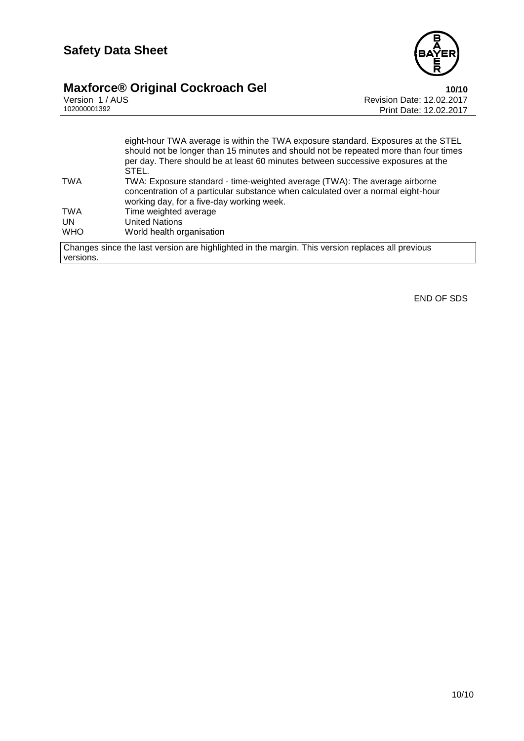| | |
|---|---|
| | eight-hour TWA average is within the TWA exposure standard. Exposures at the STEL should not be longer than 15 minutes and should not be repeated more than four times per day. There should be at least 60 minutes between successive exposures at the STEL. |
| TWA | TWA: Exposure standard - time-weighted average (TWA): The average airborne concentration of a particular substance when calculated over a normal eight-hour working day, for a five-day working week. |
| TWA | Time weighted average |
| UN | United Nations |
| WHO | World health organisation |

Changes since the last version are highlighted in the margin. This version replaces all previous versions.

END OF SDS